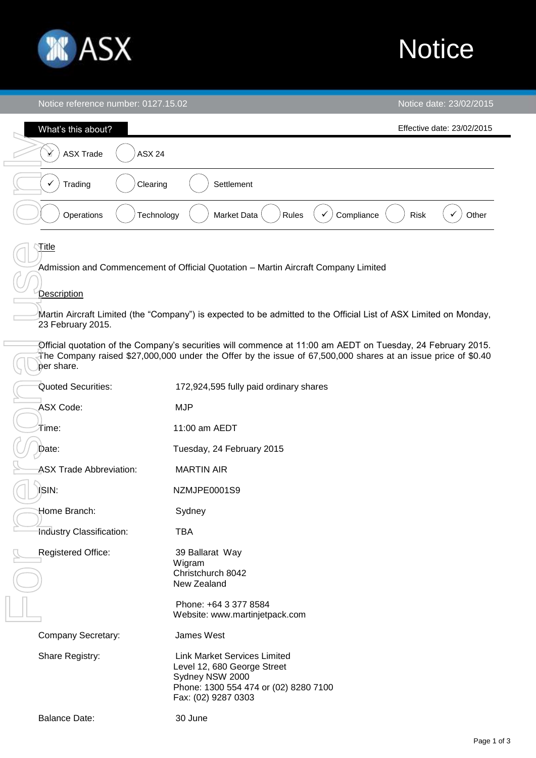# Notice

Notice reference number: 0127.15.02

Notice date: 23/02/2015

**What's this about?**

Effective date: 23/02/2015

- [x] ASX Trade
- [ ] ASX 24

- [x] Trading
- [ ] Clearing
- [ ] Settlement

- [ ] Operations
- [ ] Technology
- [ ] Market Data
- [ ] Rules
- [x] Compliance
- [ ] Risk
- [x] Other

## Title

Admission and Commencement of Official Quotation – Martin Aircraft Company Limited

## Description

Martin Aircraft Limited (the "Company") is expected to be admitted to the Official List of ASX Limited on Monday, 23 February 2015.

Official quotation of the Company's securities will commence at 11:00 am AEDT on Tuesday, 24 February 2015. The Company raised $27,000,000 under the Offer by the issue of 67,500,000 shares at an issue price of $0.40 per share.

| | |
|---|---|
| Quoted Securities: | 172,924,595 fully paid ordinary shares |
| ASX Code: | MJP |
| Time: | 11:00 am AEDT |
| Date: | Tuesday, 24 February 2015 |
| ASX Trade Abbreviation: | MARTIN AIR |
| ISIN: | NZMJPE0001S9 |
| Home Branch: | Sydney |
| Industry Classification: | TBA |
| Registered Office: | 39 Ballarat Way<br>Wigram<br>Christchurch 8042<br>New Zealand<br><br>Phone: +64 3 377 8584<br>Website: www.martinjetpack.com |
| Company Secretary: | James West |
| Share Registry: | Link Market Services Limited<br>Level 12, 680 George Street<br>Sydney NSW 2000<br>Phone: 1300 554 474 or (02) 8280 7100<br>Fax: (02) 9287 0303 |
| Balance Date: | 30 June |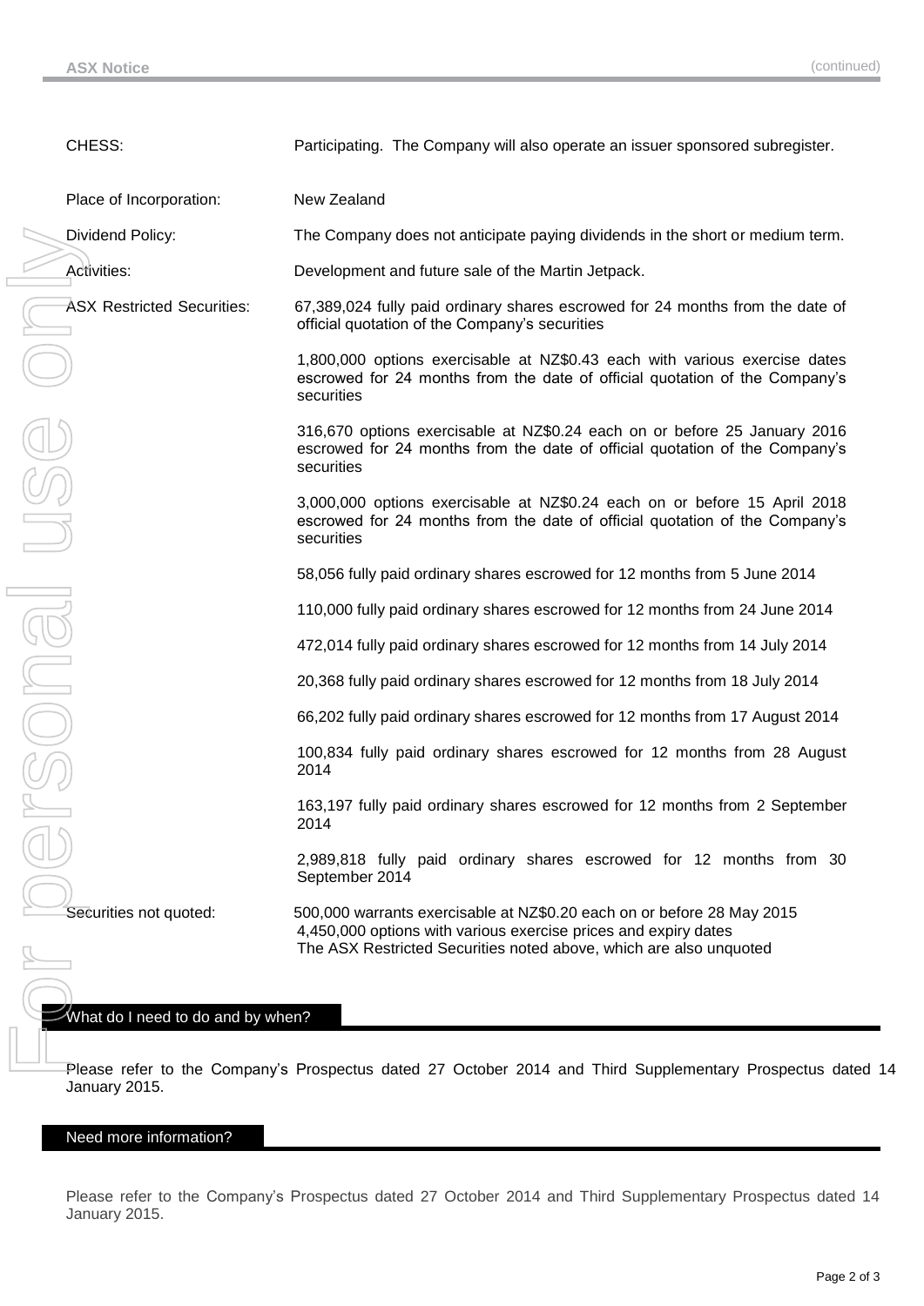| | |
|---|---|
| CHESS: | Participating. The Company will also operate an issuer sponsored subregister. |
| Place of Incorporation: | New Zealand |
| Dividend Policy: | The Company does not anticipate paying dividends in the short or medium term. |
| Activities: | Development and future sale of the Martin Jetpack. |
| ASX Restricted Securities: | 67,389,024 fully paid ordinary shares escrowed for 24 months from the date of official quotation of the Company's securities<br><br>1,800,000 options exercisable at NZ$0.43 each with various exercise dates escrowed for 24 months from the date of official quotation of the Company's securities<br><br>316,670 options exercisable at NZ$0.24 each on or before 25 January 2016 escrowed for 24 months from the date of official quotation of the Company's securities<br><br>3,000,000 options exercisable at NZ$0.24 each on or before 15 April 2018 escrowed for 24 months from the date of official quotation of the Company's securities<br><br>58,056 fully paid ordinary shares escrowed for 12 months from 5 June 2014<br><br>110,000 fully paid ordinary shares escrowed for 12 months from 24 June 2014<br><br>472,014 fully paid ordinary shares escrowed for 12 months from 14 July 2014<br><br>20,368 fully paid ordinary shares escrowed for 12 months from 18 July 2014<br><br>66,202 fully paid ordinary shares escrowed for 12 months from 17 August 2014<br><br>100,834 fully paid ordinary shares escrowed for 12 months from 28 August 2014<br><br>163,197 fully paid ordinary shares escrowed for 12 months from 2 September 2014<br><br>2,989,818 fully paid ordinary shares escrowed for 12 months from 30 September 2014 |
| Securities not quoted: | 500,000 warrants exercisable at NZ$0.20 each on or before 28 May 2015<br>4,450,000 options with various exercise prices and expiry dates<br>The ASX Restricted Securities noted above, which are also unquoted |

## What do I need to do and by when?

Please refer to the Company's Prospectus dated 27 October 2014 and Third Supplementary Prospectus dated 14 January 2015.

## Need more information?

Please refer to the Company's Prospectus dated 27 October 2014 and Third Supplementary Prospectus dated 14 January 2015.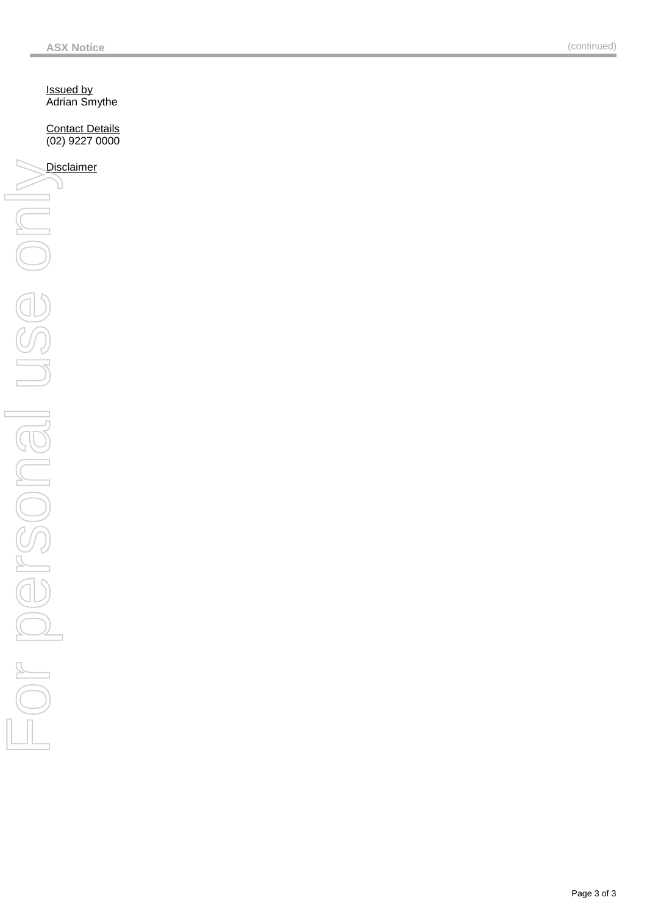Issued by
Adrian Smythe

Contact Details
(02) 9227 0000

Disclaimer